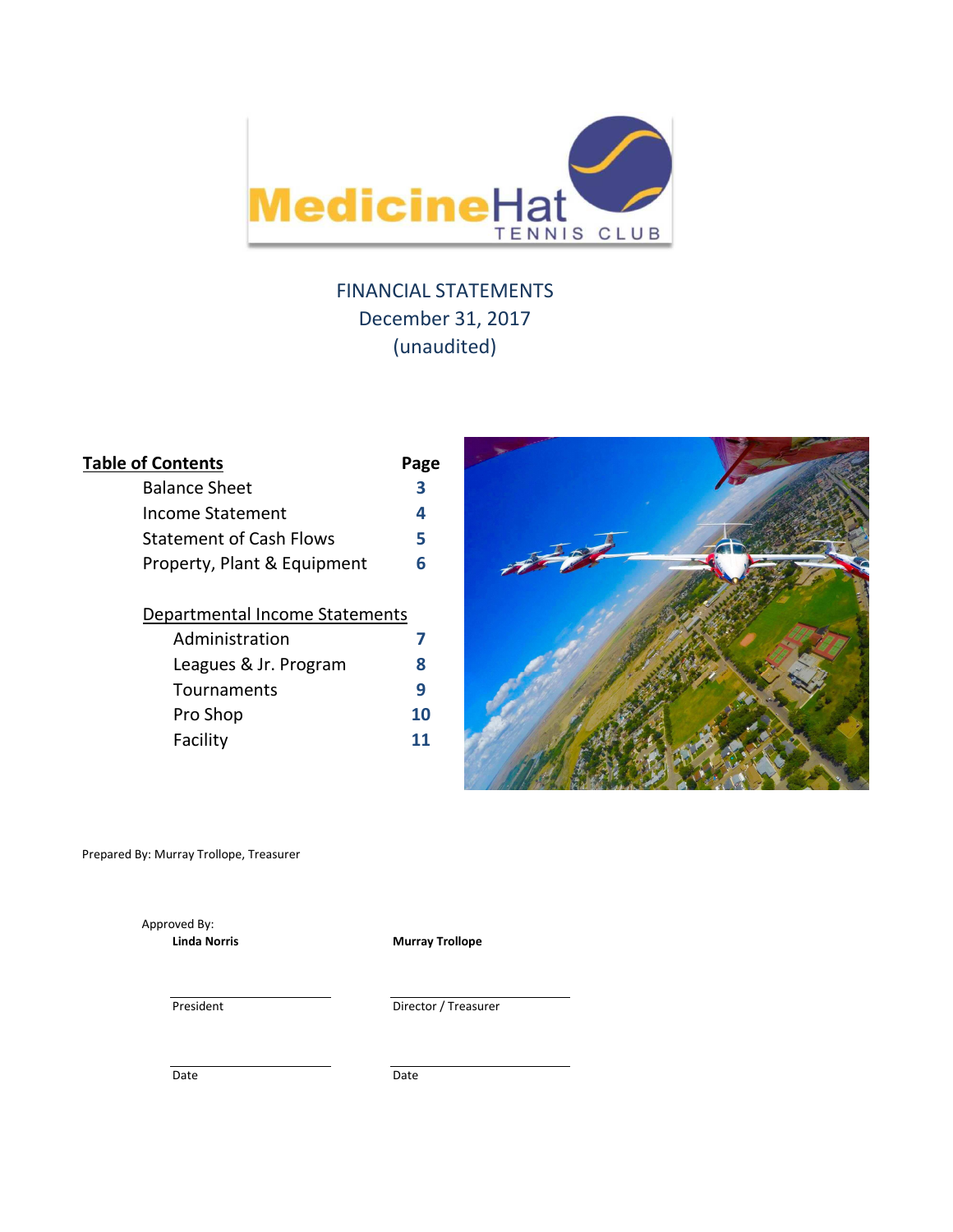# Medicine Hat Tennis Club

## FINANCIAL STATEMENTS
## December 31, 2017
## (unaudited)

| **Table of Contents** | **Page** |
|---|---|
| Balance Sheet | 3 |
| Income Statement | 4 |
| Statement of Cash Flows | 5 |
| Property, Plant & Equipment | 6 |
| Departmental Income Statements | |
| Administration | 7 |
| Leagues & Jr. Program | 8 |
| Tournaments | 9 |
| Pro Shop | 10 |
| Facility | 11 |

Prepared By: Murray Trollope, Treasurer

Approved By:

| **Linda Norris** | **Murray Trollope** |
|---|---|
| President | Director / Treasurer |
| Date | Date |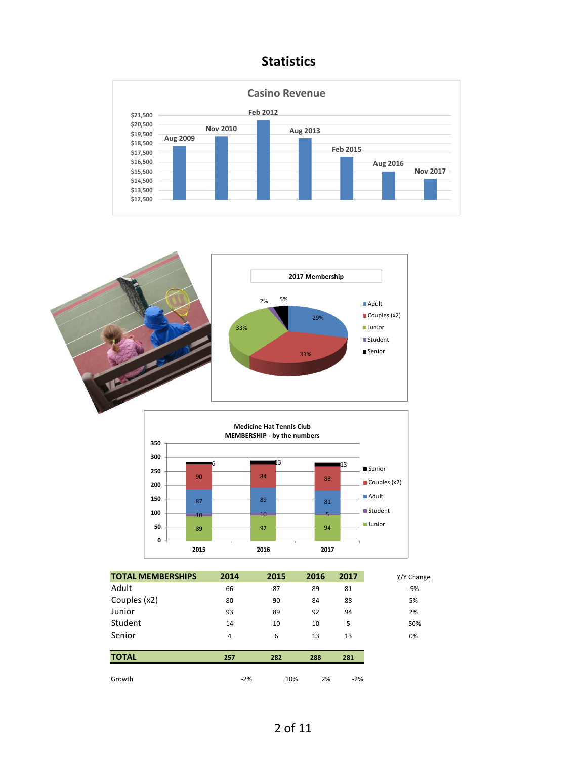# Statistics

**Casino Revenue**

| Period | Revenue (approx.) |
|---|---|
| Aug 2009 | |
| Nov 2010 | |
| Feb 2012 | |
| Aug 2013 | |
| Feb 2015 | |
| Aug 2016 | |
| Nov 2017 | |

**2017 Membership**

| Category | Share |
|---|---|
| Adult | 29% |
| Couples (x2) | 31% |
| Junior | 33% |
| Student | 2% |
| Senior | 5% |

**Medicine Hat Tennis Club MEMBERSHIP - by the numbers**

| | 2015 | 2016 | 2017 |
|---|---|---|---|
| Senior | 6 | 13 | 13 |
| Couples (x2) | 90 | 84 | 88 |
| Adult | 87 | 89 | 81 |
| Student | 10 | 10 | 5 |
| Junior | 89 | 92 | 94 |

| TOTAL MEMBERSHIPS | 2014 | 2015 | 2016 | 2017 | Y/Y Change |
|---|---|---|---|---|---|
| Adult | 66 | 87 | 89 | 81 | -9% |
| Couples (x2) | 80 | 90 | 84 | 88 | 5% |
| Junior | 93 | 89 | 92 | 94 | 2% |
| Student | 14 | 10 | 10 | 5 | -50% |
| Senior | 4 | 6 | 13 | 13 | 0% |
| **TOTAL** | **257** | **282** | **288** | **281** | |
| Growth | -2% | 10% | 2% | -2% | |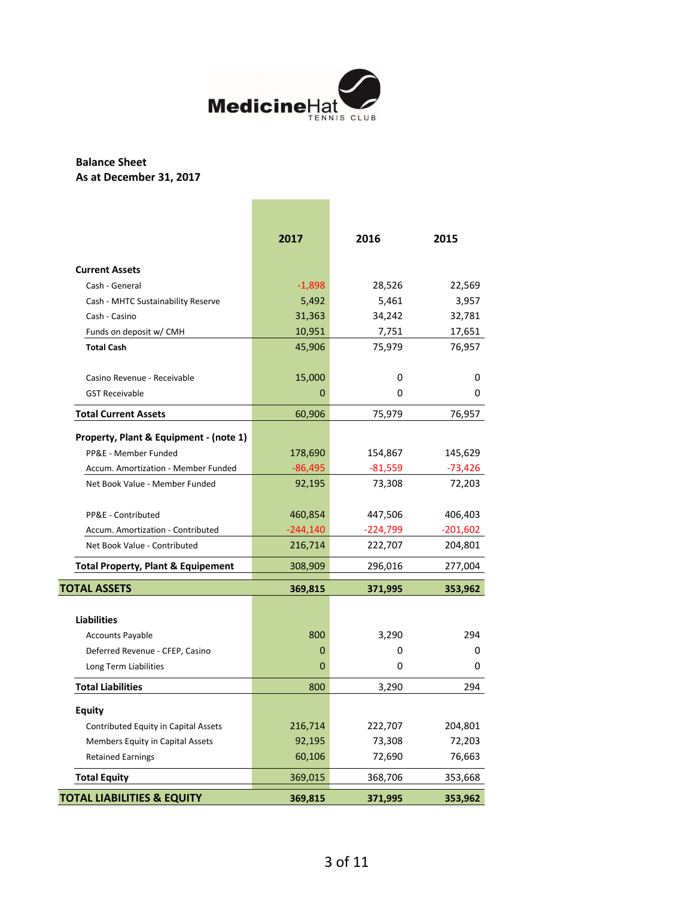MedicineHat TENNIS CLUB

**Balance Sheet**
**As at December 31, 2017**

| | 2017 | 2016 | 2015 |
|---|---|---|---|
| **Current Assets** | | | |
| Cash - General | -1,898 | 28,526 | 22,569 |
| Cash - MHTC Sustainability Reserve | 5,492 | 5,461 | 3,957 |
| Cash - Casino | 31,363 | 34,242 | 32,781 |
| Funds on deposit w/ CMH | 10,951 | 7,751 | 17,651 |
| **Total Cash** | 45,906 | 75,979 | 76,957 |
| Casino Revenue - Receivable | 15,000 | 0 | 0 |
| GST Receivable | 0 | 0 | 0 |
| **Total Current Assets** | 60,906 | 75,979 | 76,957 |
| **Property, Plant & Equipment - (note 1)** | | | |
| PP&E - Member Funded | 178,690 | 154,867 | 145,629 |
| Accum. Amortization - Member Funded | -86,495 | -81,559 | -73,426 |
| Net Book Value - Member Funded | 92,195 | 73,308 | 72,203 |
| PP&E - Contributed | 460,854 | 447,506 | 406,403 |
| Accum. Amortization - Contributed | -244,140 | -224,799 | -201,602 |
| Net Book Value - Contributed | 216,714 | 222,707 | 204,801 |
| **Total Property, Plant & Equipement** | 308,909 | 296,016 | 277,004 |
| **TOTAL ASSETS** | **369,815** | **371,995** | **353,962** |
| **Liabilities** | | | |
| Accounts Payable | 800 | 3,290 | 294 |
| Deferred Revenue - CFEP, Casino | 0 | 0 | 0 |
| Long Term Liabilities | 0 | 0 | 0 |
| **Total Liabilities** | 800 | 3,290 | 294 |
| **Equity** | | | |
| Contributed Equity in Capital Assets | 216,714 | 222,707 | 204,801 |
| Members Equity in Capital Assets | 92,195 | 73,308 | 72,203 |
| Retained Earnings | 60,106 | 72,690 | 76,663 |
| **Total Equity** | 369,015 | 368,706 | 353,668 |
| **TOTAL LIABILITIES & EQUITY** | **369,815** | **371,995** | **353,962** |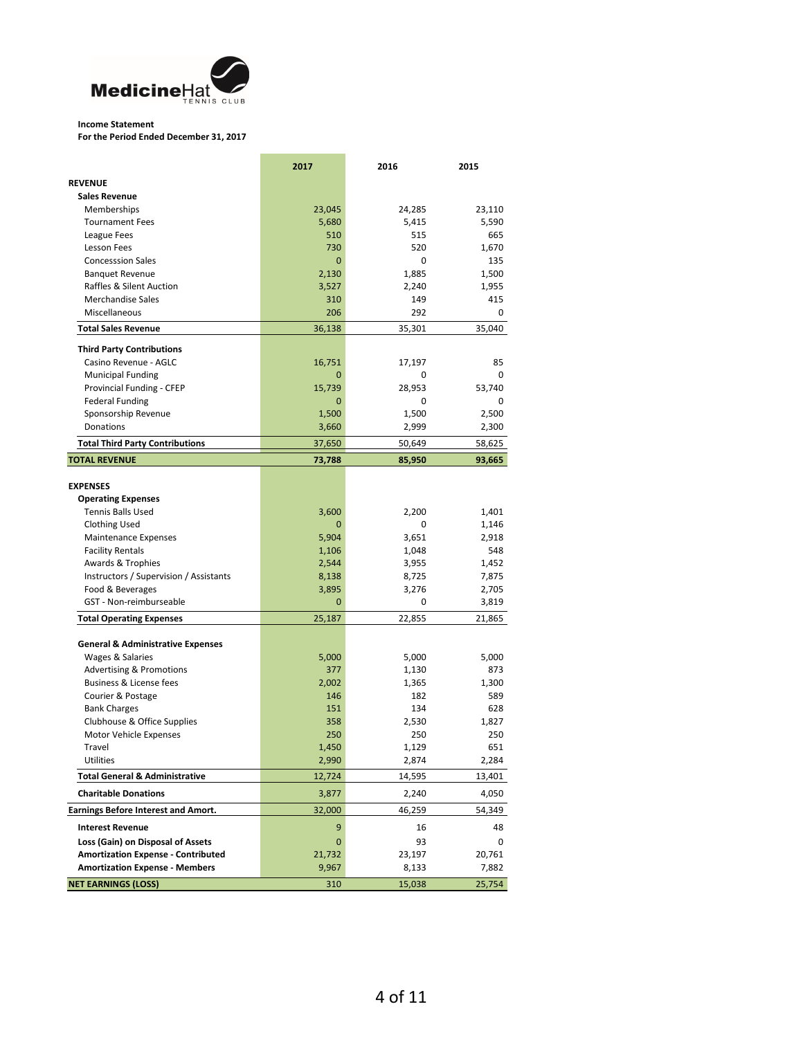MedicineHat TENNIS CLUB

**Income Statement**
**For the Period Ended December 31, 2017**

| | 2017 | 2016 | 2015 |
|---|---|---|---|
| **REVENUE** | | | |
| **Sales Revenue** | | | |
| Memberships | 23,045 | 24,285 | 23,110 |
| Tournament Fees | 5,680 | 5,415 | 5,590 |
| League Fees | 510 | 515 | 665 |
| Lesson Fees | 730 | 520 | 1,670 |
| Concession Sales | 0 | 0 | 135 |
| Banquet Revenue | 2,130 | 1,885 | 1,500 |
| Raffles & Silent Auction | 3,527 | 2,240 | 1,955 |
| Merchandise Sales | 310 | 149 | 415 |
| Miscellaneous | 206 | 292 | 0 |
| **Total Sales Revenue** | 36,138 | 35,301 | 35,040 |
| **Third Party Contributions** | | | |
| Casino Revenue - AGLC | 16,751 | 17,197 | 85 |
| Municipal Funding | 0 | 0 | 0 |
| Provincial Funding - CFEP | 15,739 | 28,953 | 53,740 |
| Federal Funding | 0 | 0 | 0 |
| Sponsorship Revenue | 1,500 | 1,500 | 2,500 |
| Donations | 3,660 | 2,999 | 2,300 |
| **Total Third Party Contributions** | 37,650 | 50,649 | 58,625 |
| **TOTAL REVENUE** | **73,788** | **85,950** | **93,665** |
| **EXPENSES** | | | |
| **Operating Expenses** | | | |
| Tennis Balls Used | 3,600 | 2,200 | 1,401 |
| Clothing Used | 0 | 0 | 1,146 |
| Maintenance Expenses | 5,904 | 3,651 | 2,918 |
| Facility Rentals | 1,106 | 1,048 | 548 |
| Awards & Trophies | 2,544 | 3,955 | 1,452 |
| Instructors / Supervision / Assistants | 8,138 | 8,725 | 7,875 |
| Food & Beverages | 3,895 | 3,276 | 2,705 |
| GST - Non-reimburseable | 0 | 0 | 3,819 |
| **Total Operating Expenses** | 25,187 | 22,855 | 21,865 |
| **General & Administrative Expenses** | | | |
| Wages & Salaries | 5,000 | 5,000 | 5,000 |
| Advertising & Promotions | 377 | 1,130 | 873 |
| Business & License fees | 2,002 | 1,365 | 1,300 |
| Courier & Postage | 146 | 182 | 589 |
| Bank Charges | 151 | 134 | 628 |
| Clubhouse & Office Supplies | 358 | 2,530 | 1,827 |
| Motor Vehicle Expenses | 250 | 250 | 250 |
| Travel | 1,450 | 1,129 | 651 |
| Utilities | 2,990 | 2,874 | 2,284 |
| **Total General & Administrative** | 12,724 | 14,595 | 13,401 |
| **Charitable Donations** | 3,877 | 2,240 | 4,050 |
| **Earnings Before Interest and Amort.** | 32,000 | 46,259 | 54,349 |
| **Interest Revenue** | 9 | 16 | 48 |
| **Loss (Gain) on Disposal of Assets** | 0 | 93 | 0 |
| **Amortization Expense - Contributed** | 21,732 | 23,197 | 20,761 |
| **Amortization Expense - Members** | 9,967 | 8,133 | 7,882 |
| **NET EARNINGS (LOSS)** | 310 | 15,038 | 25,754 |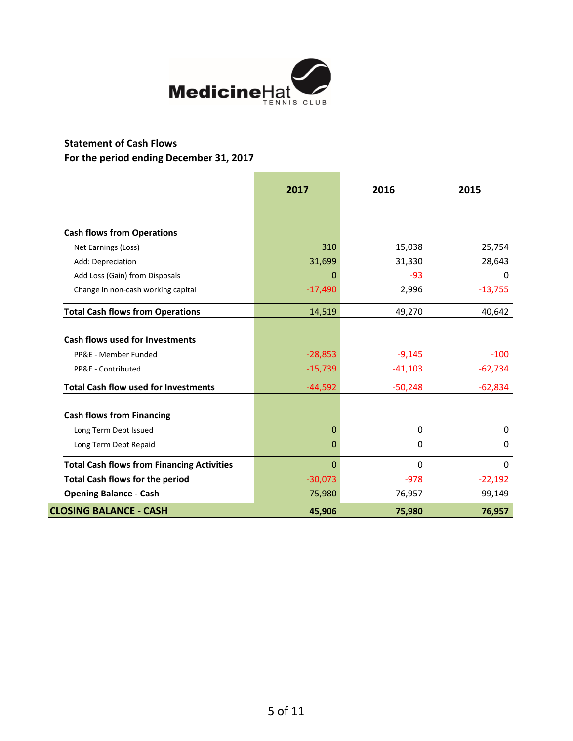MedicineHat TENNIS CLUB

**Statement of Cash Flows**
**For the period ending December 31, 2017**

| | 2017 | 2016 | 2015 |
|---|---|---|---|
| **Cash flows from Operations** | | | |
| Net Earnings (Loss) | 310 | 15,038 | 25,754 |
| Add: Depreciation | 31,699 | 31,330 | 28,643 |
| Add Loss (Gain) from Disposals | 0 | -93 | 0 |
| Change in non-cash working capital | -17,490 | 2,996 | -13,755 |
| **Total Cash flows from Operations** | 14,519 | 49,270 | 40,642 |
| **Cash flows used for Investments** | | | |
| PP&E - Member Funded | -28,853 | -9,145 | -100 |
| PP&E - Contributed | -15,739 | -41,103 | -62,734 |
| **Total Cash flow used for Investments** | -44,592 | -50,248 | -62,834 |
| **Cash flows from Financing** | | | |
| Long Term Debt Issued | 0 | 0 | 0 |
| Long Term Debt Repaid | 0 | 0 | 0 |
| **Total Cash flows from Financing Activities** | 0 | 0 | 0 |
| **Total Cash flows for the period** | -30,073 | -978 | -22,192 |
| **Opening Balance - Cash** | 75,980 | 76,957 | 99,149 |
| **CLOSING BALANCE - CASH** | **45,906** | **75,980** | **76,957** |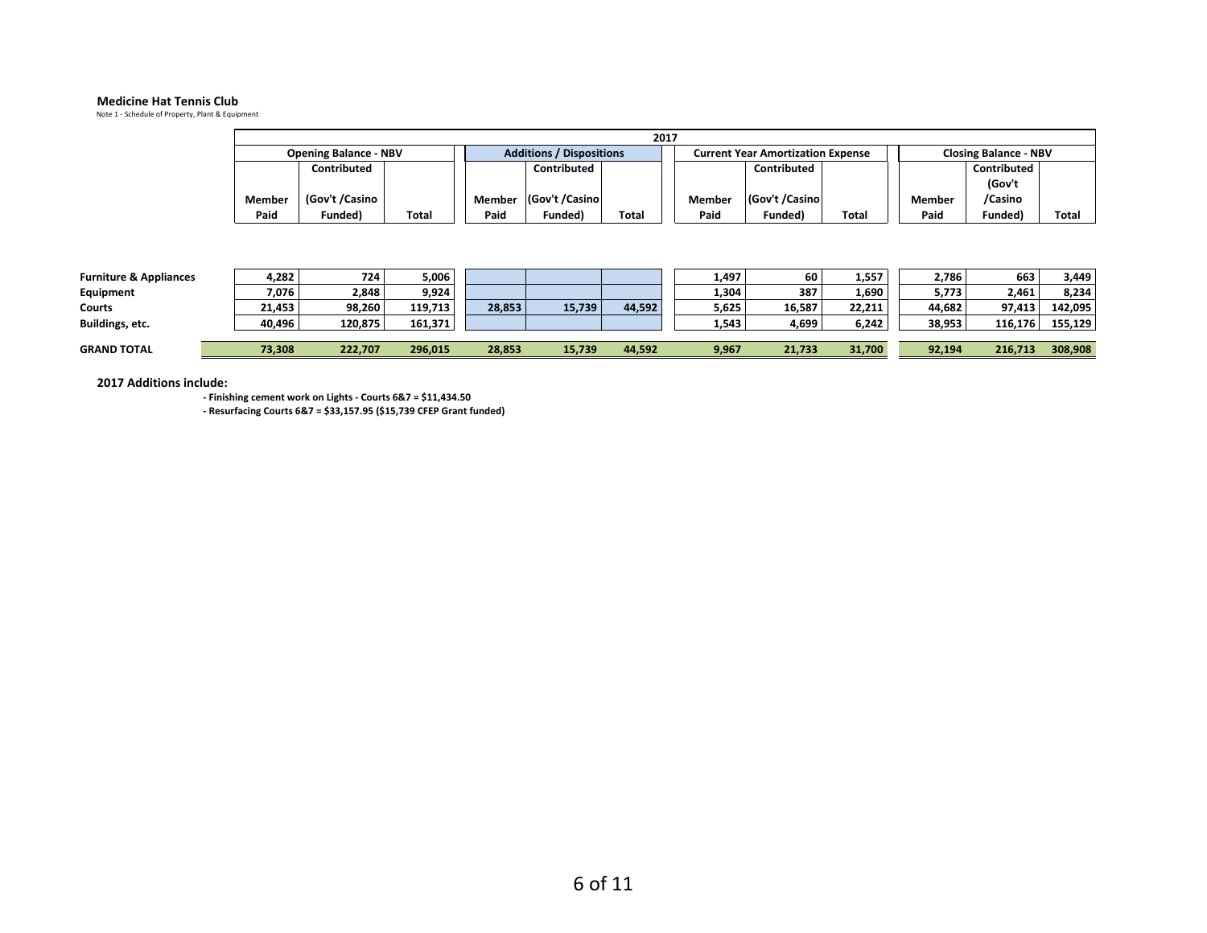**Medicine Hat Tennis Club**

Note 1 - Schedule of Property, Plant & Equipment

| | 2017 | | | | | | | | | | | |
|---|---|---|---|---|---|---|---|---|---|---|---|---|
| | Opening Balance - NBV | | | Additions / Dispositions | | | Current Year Amortization Expense | | | Closing Balance - NBV | | |
| | Member Paid | Contributed (Gov't /Casino Funded) | Total | Member Paid | Contributed (Gov't /Casino Funded) | Total | Member Paid | Contributed (Gov't /Casino Funded) | Total | Member Paid | Contributed (Gov't /Casino Funded) | Total |
| **Furniture & Appliances** | 4,282 | 724 | 5,006 | | | | 1,497 | 60 | 1,557 | 2,786 | 663 | 3,449 |
| **Equipment** | 7,076 | 2,848 | 9,924 | | | | 1,304 | 387 | 1,690 | 5,773 | 2,461 | 8,234 |
| **Courts** | 21,453 | 98,260 | 119,713 | 28,853 | 15,739 | 44,592 | 5,625 | 16,587 | 22,211 | 44,682 | 97,413 | 142,095 |
| **Buildings, etc.** | 40,496 | 120,875 | 161,371 | | | | 1,543 | 4,699 | 6,242 | 38,953 | 116,176 | 155,129 |
| **GRAND TOTAL** | 73,308 | 222,707 | 296,015 | 28,853 | 15,739 | 44,592 | 9,967 | 21,733 | 31,700 | 92,194 | 216,713 | 308,908 |

**2017 Additions include:**

- **Finishing cement work on Lights - Courts 6&7 = $11,434.50**
- **Resurfacing Courts 6&7 = $33,157.95 ($15,739 CFEP Grant funded)**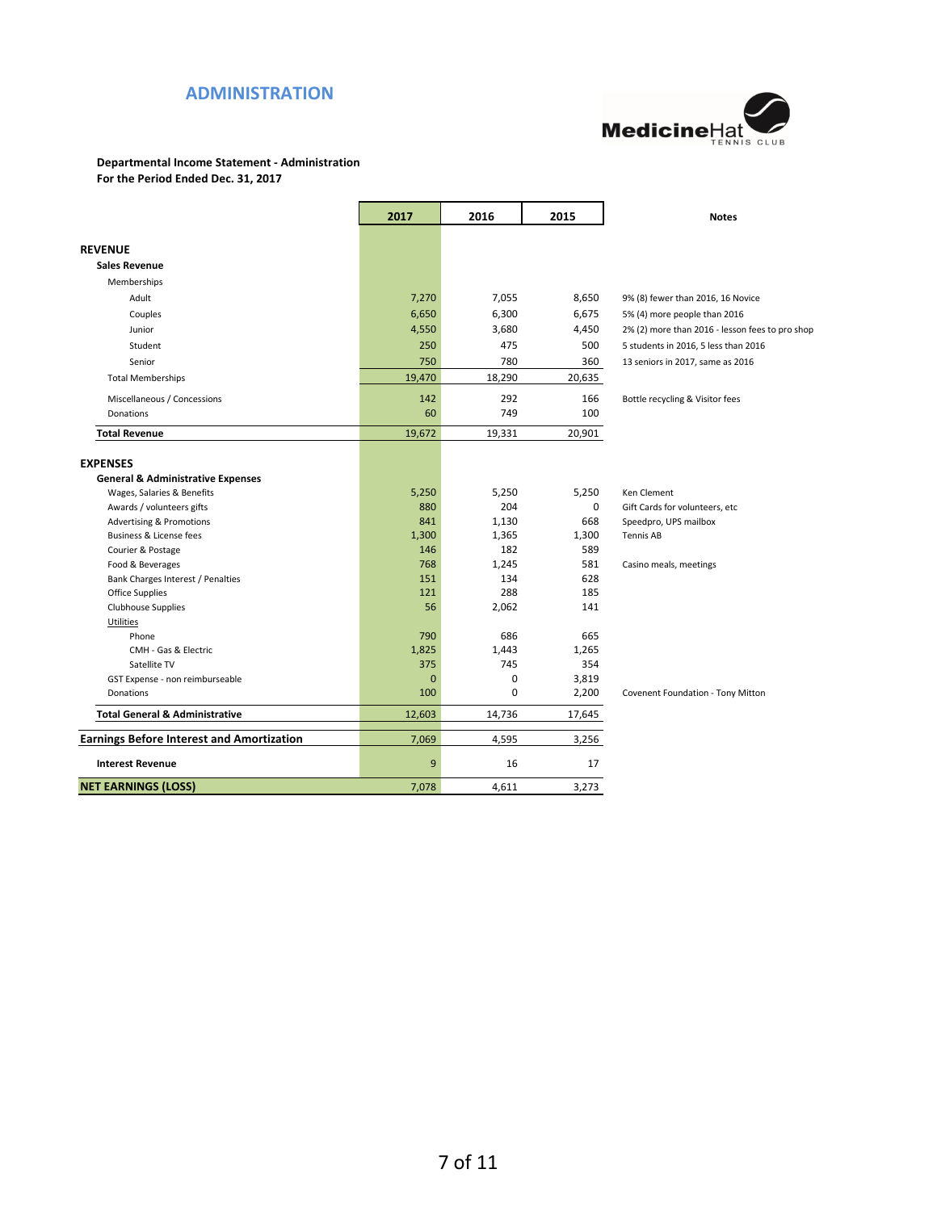## ADMINISTRATION

**Departmental Income Statement - Administration**
**For the Period Ended Dec. 31, 2017**

| | 2017 | 2016 | 2015 | Notes |
|---|---|---|---|---|
| **REVENUE** | | | | |
| **Sales Revenue** | | | | |
| Memberships | | | | |
| Adult | 7,270 | 7,055 | 8,650 | 9% (8) fewer than 2016, 16 Novice |
| Couples | 6,650 | 6,300 | 6,675 | 5% (4) more people than 2016 |
| Junior | 4,550 | 3,680 | 4,450 | 2% (2) more than 2016 - lesson fees to pro shop |
| Student | 250 | 475 | 500 | 5 students in 2016, 5 less than 2016 |
| Senior | 750 | 780 | 360 | 13 seniors in 2017, same as 2016 |
| Total Memberships | 19,470 | 18,290 | 20,635 | |
| Miscellaneous / Concessions | 142 | 292 | 166 | Bottle recycling & Visitor fees |
| Donations | 60 | 749 | 100 | |
| **Total Revenue** | 19,672 | 19,331 | 20,901 | |
| **EXPENSES** | | | | |
| **General & Administrative Expenses** | | | | |
| Wages, Salaries & Benefits | 5,250 | 5,250 | 5,250 | Ken Clement |
| Awards / volunteers gifts | 880 | 204 | 0 | Gift Cards for volunteers, etc |
| Advertising & Promotions | 841 | 1,130 | 668 | Speedpro, UPS mailbox |
| Business & License fees | 1,300 | 1,365 | 1,300 | Tennis AB |
| Courier & Postage | 146 | 182 | 589 | |
| Food & Beverages | 768 | 1,245 | 581 | Casino meals, meetings |
| Bank Charges Interest / Penalties | 151 | 134 | 628 | |
| Office Supplies | 121 | 288 | 185 | |
| Clubhouse Supplies | 56 | 2,062 | 141 | |
| Utilities | | | | |
| Phone | 790 | 686 | 665 | |
| CMH - Gas & Electric | 1,825 | 1,443 | 1,265 | |
| Satellite TV | 375 | 745 | 354 | |
| GST Expense - non reimburseable | 0 | 0 | 3,819 | |
| Donations | 100 | 0 | 2,200 | Covenent Foundation - Tony Mitton |
| **Total General & Administrative** | 12,603 | 14,736 | 17,645 | |
| **Earnings Before Interest and Amortization** | 7,069 | 4,595 | 3,256 | |
| **Interest Revenue** | 9 | 16 | 17 | |
| **NET EARNINGS (LOSS)** | 7,078 | 4,611 | 3,273 | |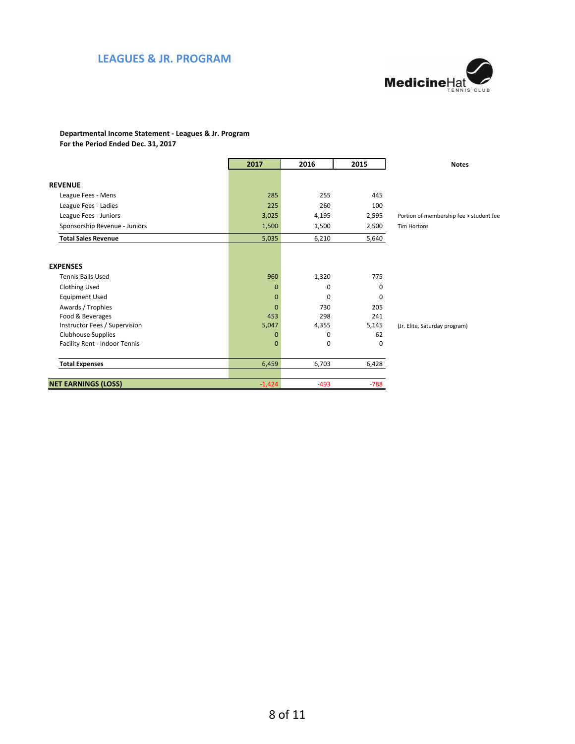## LEAGUES & JR. PROGRAM

MedicineHat TENNIS CLUB

**Departmental Income Statement - Leagues & Jr. Program**
**For the Period Ended Dec. 31, 2017**

| | 2017 | 2016 | 2015 | Notes |
|---|---|---|---|---|
| **REVENUE** | | | | |
| League Fees - Mens | 285 | 255 | 445 | |
| League Fees - Ladies | 225 | 260 | 100 | |
| League Fees - Juniors | 3,025 | 4,195 | 2,595 | Portion of membership fee > student fee |
| Sponsorship Revenue - Juniors | 1,500 | 1,500 | 2,500 | Tim Hortons |
| **Total Sales Revenue** | 5,035 | 6,210 | 5,640 | |
| **EXPENSES** | | | | |
| Tennis Balls Used | 960 | 1,320 | 775 | |
| Clothing Used | 0 | 0 | 0 | |
| Equipment Used | 0 | 0 | 0 | |
| Awards / Trophies | 0 | 730 | 205 | |
| Food & Beverages | 453 | 298 | 241 | |
| Instructor Fees / Supervision | 5,047 | 4,355 | 5,145 | (Jr. Elite, Saturday program) |
| Clubhouse Supplies | 0 | 0 | 62 | |
| Facility Rent - Indoor Tennis | 0 | 0 | 0 | |
| **Total Expenses** | 6,459 | 6,703 | 6,428 | |
| **NET EARNINGS (LOSS)** | -1,424 | -493 | -788 | |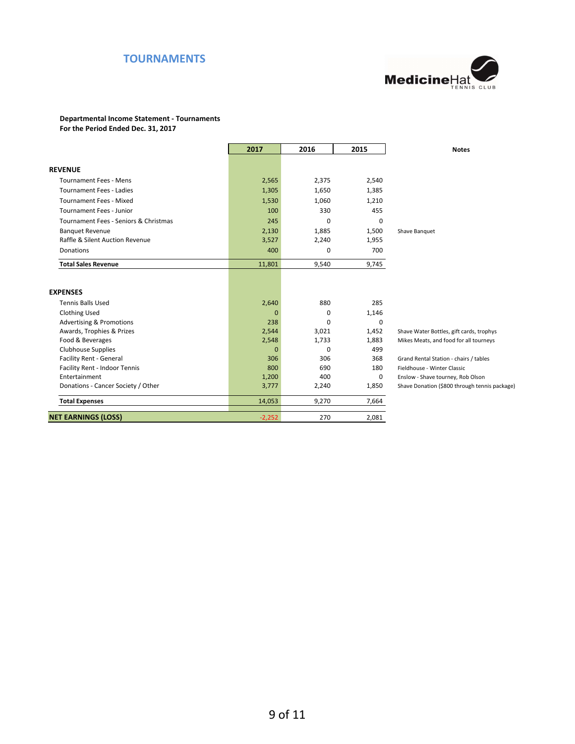# TOURNAMENTS

Medicine Hat Tennis Club

**Departmental Income Statement - Tournaments**
**For the Period Ended Dec. 31, 2017**

| | 2017 | 2016 | 2015 | Notes |
|---|---|---|---|---|
| **REVENUE** | | | | |
| Tournament Fees - Mens | 2,565 | 2,375 | 2,540 | |
| Tournament Fees - Ladies | 1,305 | 1,650 | 1,385 | |
| Tournament Fees - Mixed | 1,530 | 1,060 | 1,210 | |
| Tournament Fees - Junior | 100 | 330 | 455 | |
| Tournament Fees - Seniors & Christmas | 245 | 0 | 0 | |
| Banquet Revenue | 2,130 | 1,885 | 1,500 | Shave Banquet |
| Raffle & Silent Auction Revenue | 3,527 | 2,240 | 1,955 | |
| Donations | 400 | 0 | 700 | |
| **Total Sales Revenue** | 11,801 | 9,540 | 9,745 | |
| **EXPENSES** | | | | |
| Tennis Balls Used | 2,640 | 880 | 285 | |
| Clothing Used | 0 | 0 | 1,146 | |
| Advertising & Promotions | 238 | 0 | 0 | |
| Awards, Trophies & Prizes | 2,544 | 3,021 | 1,452 | Shave Water Bottles, gift cards, trophys |
| Food & Beverages | 2,548 | 1,733 | 1,883 | Mikes Meats, and food for all tourneys |
| Clubhouse Supplies | 0 | 0 | 499 | |
| Facility Rent - General | 306 | 306 | 368 | Grand Rental Station - chairs / tables |
| Facility Rent - Indoor Tennis | 800 | 690 | 180 | Fieldhouse - Winter Classic |
| Entertainment | 1,200 | 400 | 0 | Enslow - Shave tourney, Rob Olson |
| Donations - Cancer Society / Other | 3,777 | 2,240 | 1,850 | Shave Donation ($800 through tennis package) |
| **Total Expenses** | 14,053 | 9,270 | 7,664 | |
| **NET EARNINGS (LOSS)** | -2,252 | 270 | 2,081 | |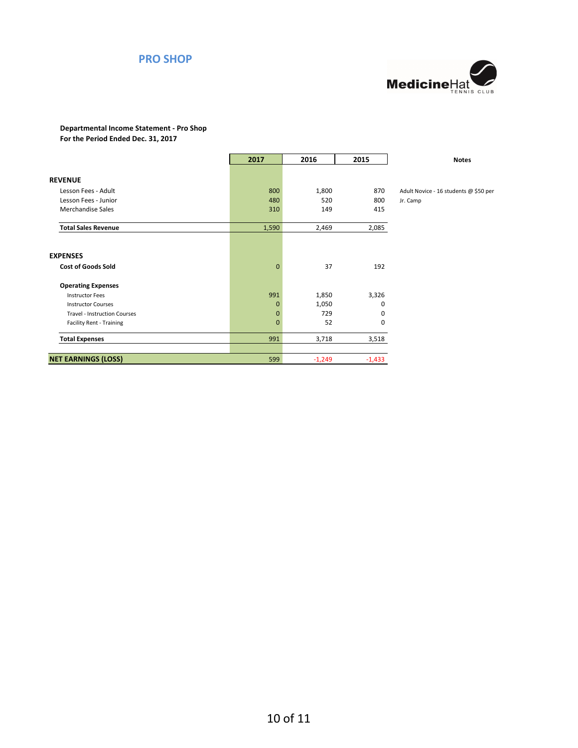## PRO SHOP

MedicineHat TENNIS CLUB

**Departmental Income Statement - Pro Shop**
**For the Period Ended Dec. 31, 2017**

| | 2017 | 2016 | 2015 | Notes |
|---|---|---|---|---|
| **REVENUE** | | | | |
| Lesson Fees - Adult | 800 | 1,800 | 870 | Adult Novice - 16 students @ $50 per |
| Lesson Fees - Junior | 480 | 520 | 800 | Jr. Camp |
| Merchandise Sales | 310 | 149 | 415 | |
| **Total Sales Revenue** | 1,590 | 2,469 | 2,085 | |
| **EXPENSES** | | | | |
| **Cost of Goods Sold** | 0 | 37 | 192 | |
| **Operating Expenses** | | | | |
| Instructor Fees | 991 | 1,850 | 3,326 | |
| Instructor Courses | 0 | 1,050 | 0 | |
| Travel - Instruction Courses | 0 | 729 | 0 | |
| Facility Rent - Training | 0 | 52 | 0 | |
| **Total Expenses** | 991 | 3,718 | 3,518 | |
| **NET EARNINGS (LOSS)** | 599 | -1,249 | -1,433 | |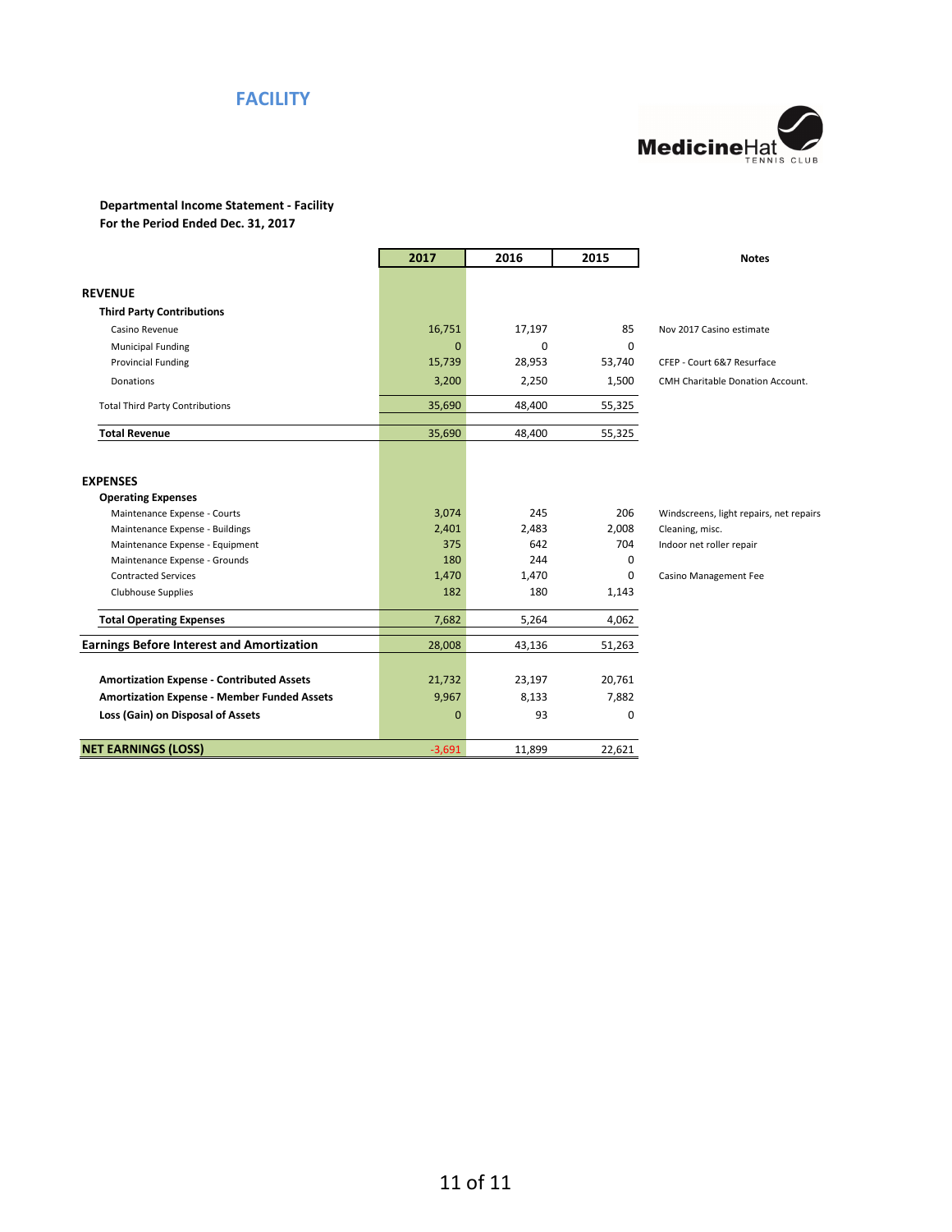## FACILITY

**Departmental Income Statement - Facility**
**For the Period Ended Dec. 31, 2017**

| | 2017 | 2016 | 2015 | Notes |
|---|---|---|---|---|
| **REVENUE** | | | | |
| **Third Party Contributions** | | | | |
| Casino Revenue | 16,751 | 17,197 | 85 | Nov 2017 Casino estimate |
| Municipal Funding | 0 | 0 | 0 | |
| Provincial Funding | 15,739 | 28,953 | 53,740 | CFEP - Court 6&7 Resurface |
| Donations | 3,200 | 2,250 | 1,500 | CMH Charitable Donation Account. |
| Total Third Party Contributions | 35,690 | 48,400 | 55,325 | |
| **Total Revenue** | 35,690 | 48,400 | 55,325 | |
| **EXPENSES** | | | | |
| **Operating Expenses** | | | | |
| Maintenance Expense - Courts | 3,074 | 245 | 206 | Windscreens, light repairs, net repairs |
| Maintenance Expense - Buildings | 2,401 | 2,483 | 2,008 | Cleaning, misc. |
| Maintenance Expense - Equipment | 375 | 642 | 704 | Indoor net roller repair |
| Maintenance Expense - Grounds | 180 | 244 | 0 | |
| Contracted Services | 1,470 | 1,470 | 0 | Casino Management Fee |
| Clubhouse Supplies | 182 | 180 | 1,143 | |
| **Total Operating Expenses** | 7,682 | 5,264 | 4,062 | |
| **Earnings Before Interest and Amortization** | 28,008 | 43,136 | 51,263 | |
| **Amortization Expense - Contributed Assets** | 21,732 | 23,197 | 20,761 | |
| **Amortization Expense - Member Funded Assets** | 9,967 | 8,133 | 7,882 | |
| **Loss (Gain) on Disposal of Assets** | 0 | 93 | 0 | |
| **NET EARNINGS (LOSS)** | -3,691 | 11,899 | 22,621 | |